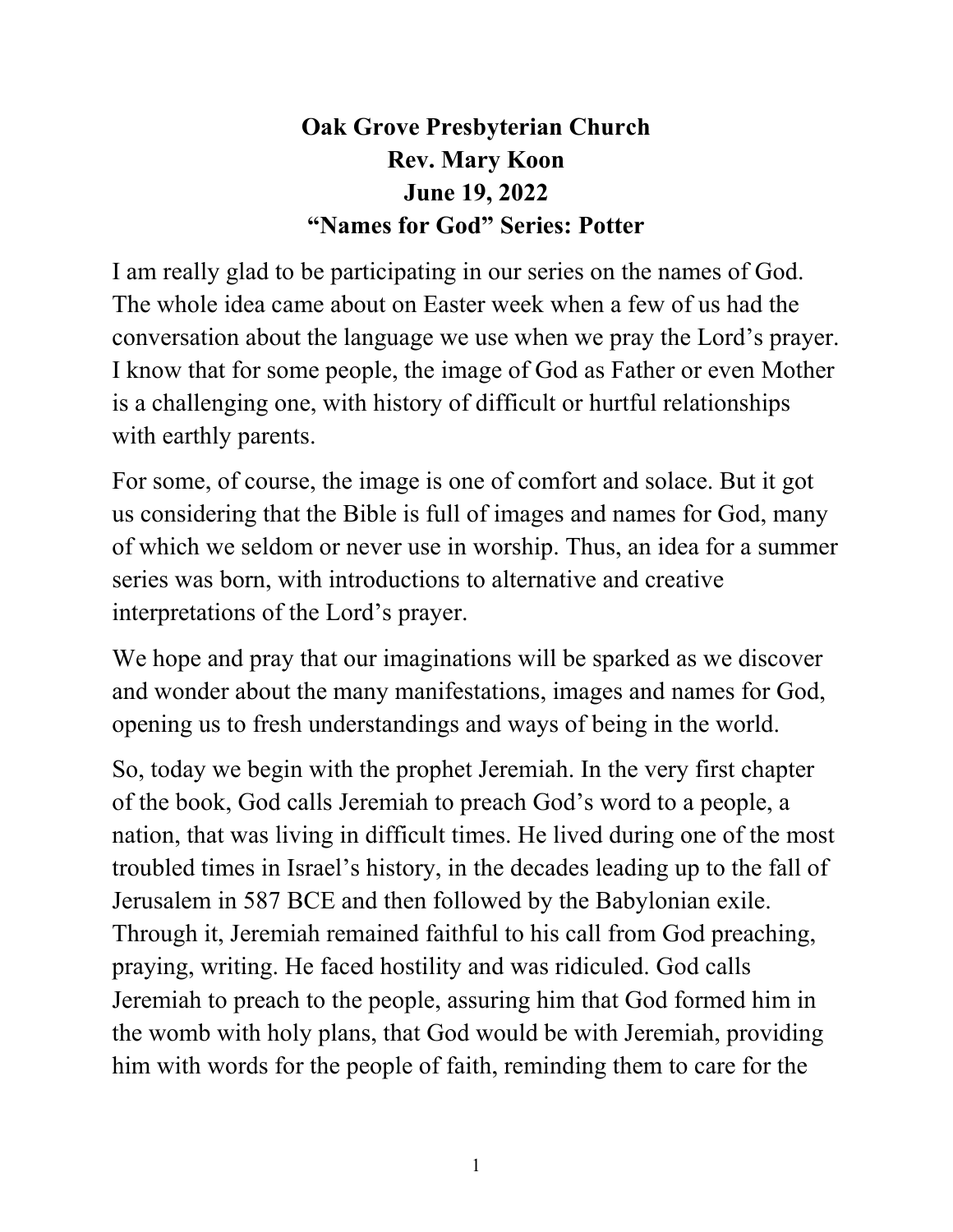**Oak Grove Presbyterian Church**
**Rev. Mary Koon**
**June 19, 2022**
**"Names for God" Series: Potter**

I am really glad to be participating in our series on the names of God. The whole idea came about on Easter week when a few of us had the conversation about the language we use when we pray the Lord's prayer. I know that for some people, the image of God as Father or even Mother is a challenging one, with history of difficult or hurtful relationships with earthly parents.

For some, of course, the image is one of comfort and solace. But it got us considering that the Bible is full of images and names for God, many of which we seldom or never use in worship. Thus, an idea for a summer series was born, with introductions to alternative and creative interpretations of the Lord's prayer.

We hope and pray that our imaginations will be sparked as we discover and wonder about the many manifestations, images and names for God, opening us to fresh understandings and ways of being in the world.

So, today we begin with the prophet Jeremiah. In the very first chapter of the book, God calls Jeremiah to preach God's word to a people, a nation, that was living in difficult times. He lived during one of the most troubled times in Israel's history, in the decades leading up to the fall of Jerusalem in 587 BCE and then followed by the Babylonian exile. Through it, Jeremiah remained faithful to his call from God preaching, praying, writing. He faced hostility and was ridiculed. God calls Jeremiah to preach to the people, assuring him that God formed him in the womb with holy plans, that God would be with Jeremiah, providing him with words for the people of faith, reminding them to care for the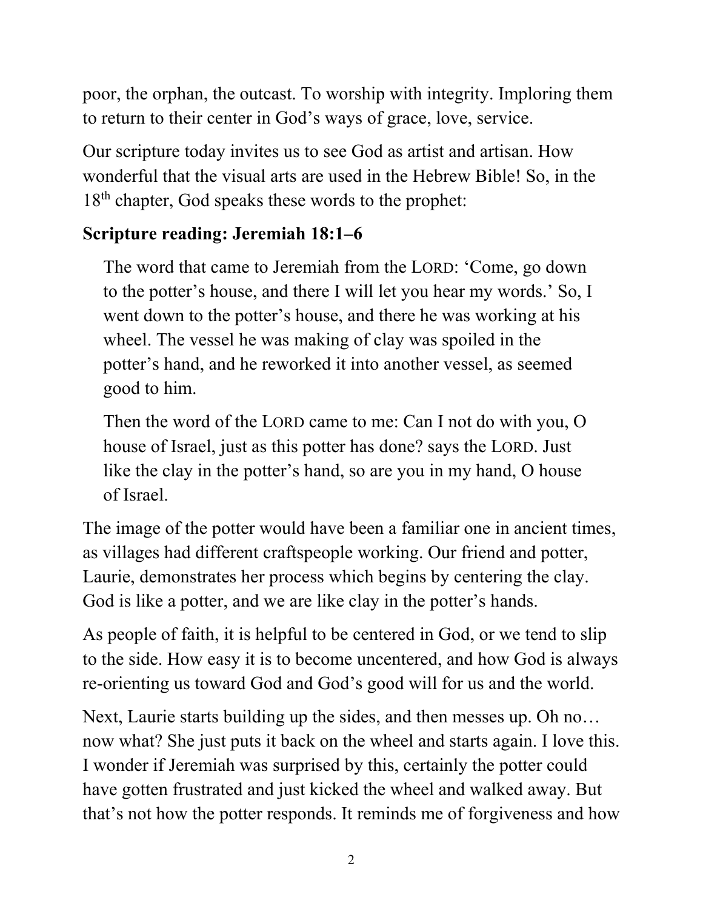poor, the orphan, the outcast. To worship with integrity. Imploring them to return to their center in God's ways of grace, love, service.

Our scripture today invites us to see God as artist and artisan. How wonderful that the visual arts are used in the Hebrew Bible! So, in the 18th chapter, God speaks these words to the prophet:

**Scripture reading: Jeremiah 18:1–6**

> The word that came to Jeremiah from the LORD: 'Come, go down to the potter's house, and there I will let you hear my words.' So, I went down to the potter's house, and there he was working at his wheel. The vessel he was making of clay was spoiled in the potter's hand, and he reworked it into another vessel, as seemed good to him.
>
> Then the word of the LORD came to me: Can I not do with you, O house of Israel, just as this potter has done? says the LORD. Just like the clay in the potter's hand, so are you in my hand, O house of Israel.

The image of the potter would have been a familiar one in ancient times, as villages had different craftspeople working. Our friend and potter, Laurie, demonstrates her process which begins by centering the clay. God is like a potter, and we are like clay in the potter's hands.

As people of faith, it is helpful to be centered in God, or we tend to slip to the side. How easy it is to become uncentered, and how God is always re-orienting us toward God and God's good will for us and the world.

Next, Laurie starts building up the sides, and then messes up. Oh no… now what? She just puts it back on the wheel and starts again. I love this. I wonder if Jeremiah was surprised by this, certainly the potter could have gotten frustrated and just kicked the wheel and walked away. But that's not how the potter responds. It reminds me of forgiveness and how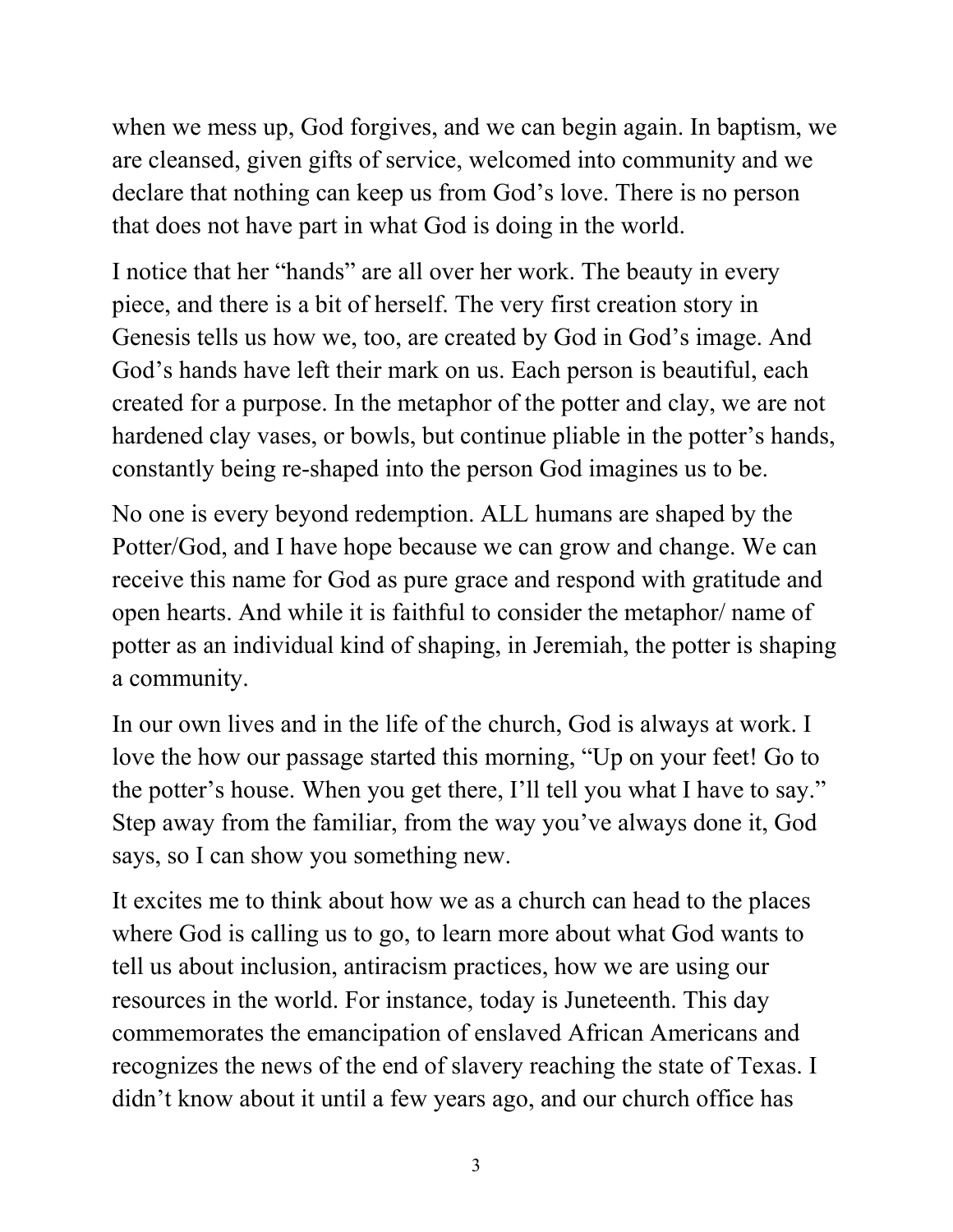when we mess up, God forgives, and we can begin again. In baptism, we are cleansed, given gifts of service, welcomed into community and we declare that nothing can keep us from God's love. There is no person that does not have part in what God is doing in the world.

I notice that her "hands" are all over her work. The beauty in every piece, and there is a bit of herself. The very first creation story in Genesis tells us how we, too, are created by God in God's image. And God's hands have left their mark on us. Each person is beautiful, each created for a purpose. In the metaphor of the potter and clay, we are not hardened clay vases, or bowls, but continue pliable in the potter's hands, constantly being re-shaped into the person God imagines us to be.

No one is every beyond redemption. ALL humans are shaped by the Potter/God, and I have hope because we can grow and change. We can receive this name for God as pure grace and respond with gratitude and open hearts. And while it is faithful to consider the metaphor/ name of potter as an individual kind of shaping, in Jeremiah, the potter is shaping a community.

In our own lives and in the life of the church, God is always at work. I love the how our passage started this morning, "Up on your feet! Go to the potter's house. When you get there, I'll tell you what I have to say." Step away from the familiar, from the way you've always done it, God says, so I can show you something new.

It excites me to think about how we as a church can head to the places where God is calling us to go, to learn more about what God wants to tell us about inclusion, antiracism practices, how we are using our resources in the world. For instance, today is Juneteenth. This day commemorates the emancipation of enslaved African Americans and recognizes the news of the end of slavery reaching the state of Texas. I didn't know about it until a few years ago, and our church office has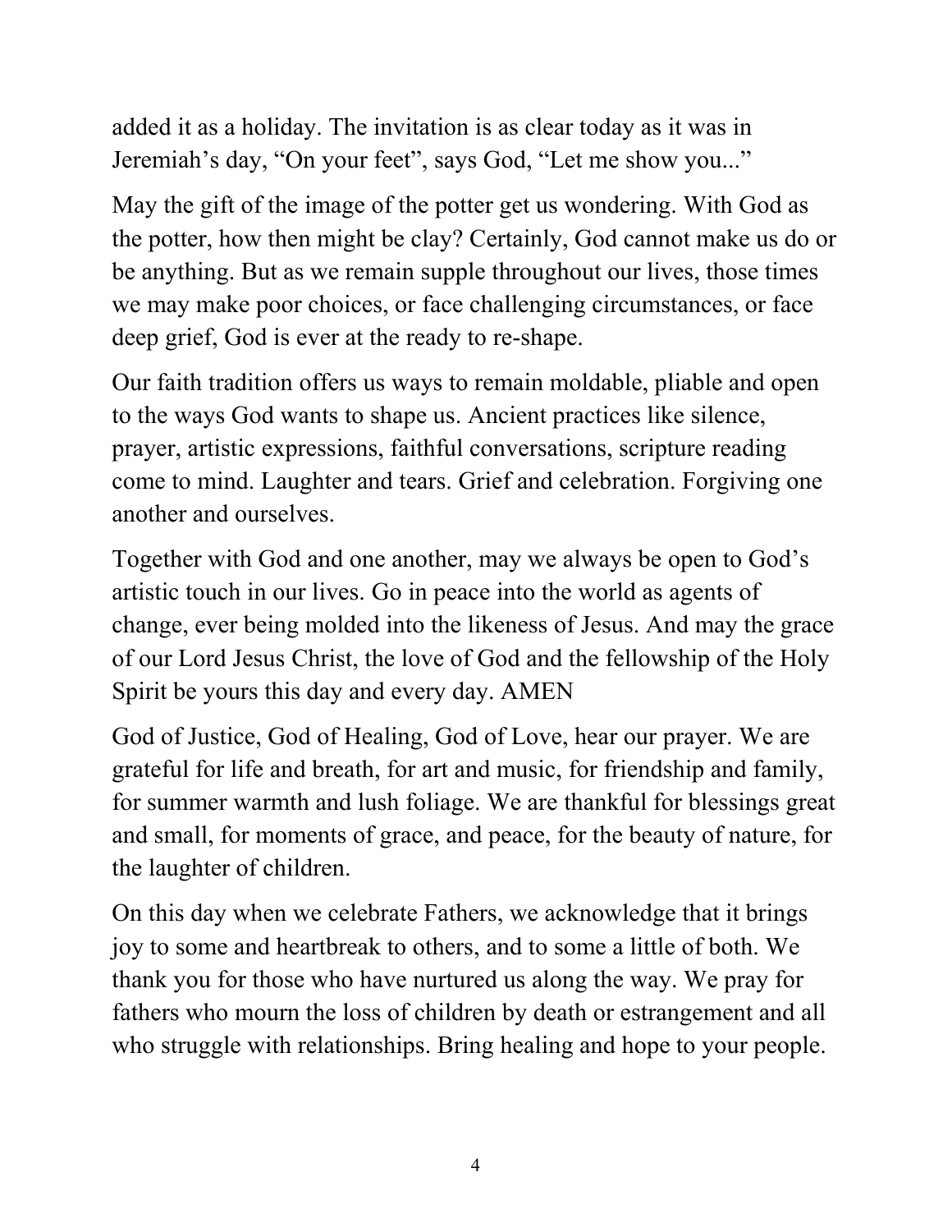added it as a holiday. The invitation is as clear today as it was in Jeremiah's day, "On your feet", says God, "Let me show you..."

May the gift of the image of the potter get us wondering. With God as the potter, how then might be clay? Certainly, God cannot make us do or be anything. But as we remain supple throughout our lives, those times we may make poor choices, or face challenging circumstances, or face deep grief, God is ever at the ready to re-shape.

Our faith tradition offers us ways to remain moldable, pliable and open to the ways God wants to shape us. Ancient practices like silence, prayer, artistic expressions, faithful conversations, scripture reading come to mind. Laughter and tears. Grief and celebration. Forgiving one another and ourselves.

Together with God and one another, may we always be open to God's artistic touch in our lives. Go in peace into the world as agents of change, ever being molded into the likeness of Jesus. And may the grace of our Lord Jesus Christ, the love of God and the fellowship of the Holy Spirit be yours this day and every day. AMEN

God of Justice, God of Healing, God of Love, hear our prayer. We are grateful for life and breath, for art and music, for friendship and family, for summer warmth and lush foliage. We are thankful for blessings great and small, for moments of grace, and peace, for the beauty of nature, for the laughter of children.

On this day when we celebrate Fathers, we acknowledge that it brings joy to some and heartbreak to others, and to some a little of both. We thank you for those who have nurtured us along the way. We pray for fathers who mourn the loss of children by death or estrangement and all who struggle with relationships. Bring healing and hope to your people.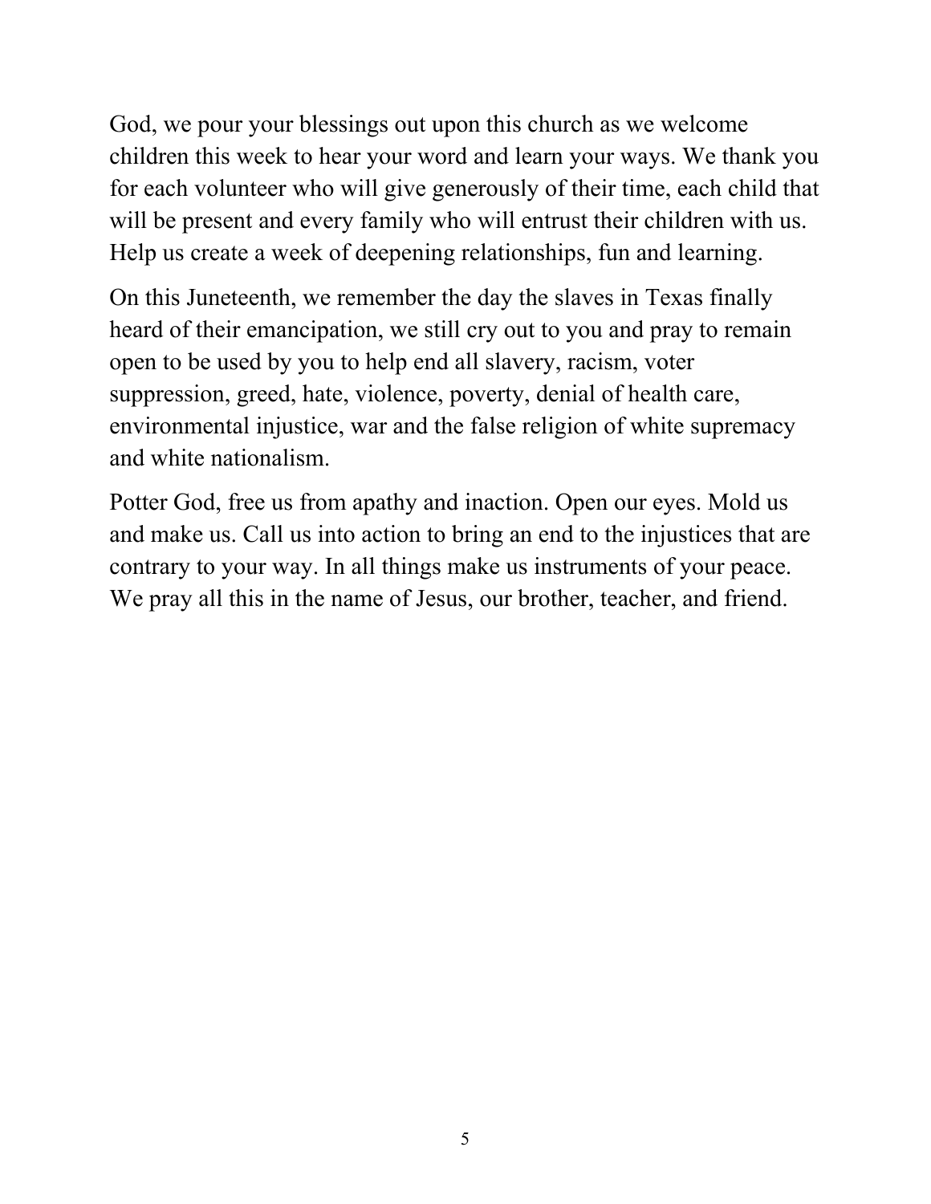God, we pour your blessings out upon this church as we welcome children this week to hear your word and learn your ways. We thank you for each volunteer who will give generously of their time, each child that will be present and every family who will entrust their children with us. Help us create a week of deepening relationships, fun and learning.

On this Juneteenth, we remember the day the slaves in Texas finally heard of their emancipation, we still cry out to you and pray to remain open to be used by you to help end all slavery, racism, voter suppression, greed, hate, violence, poverty, denial of health care, environmental injustice, war and the false religion of white supremacy and white nationalism.

Potter God, free us from apathy and inaction. Open our eyes. Mold us and make us. Call us into action to bring an end to the injustices that are contrary to your way. In all things make us instruments of your peace. We pray all this in the name of Jesus, our brother, teacher, and friend.